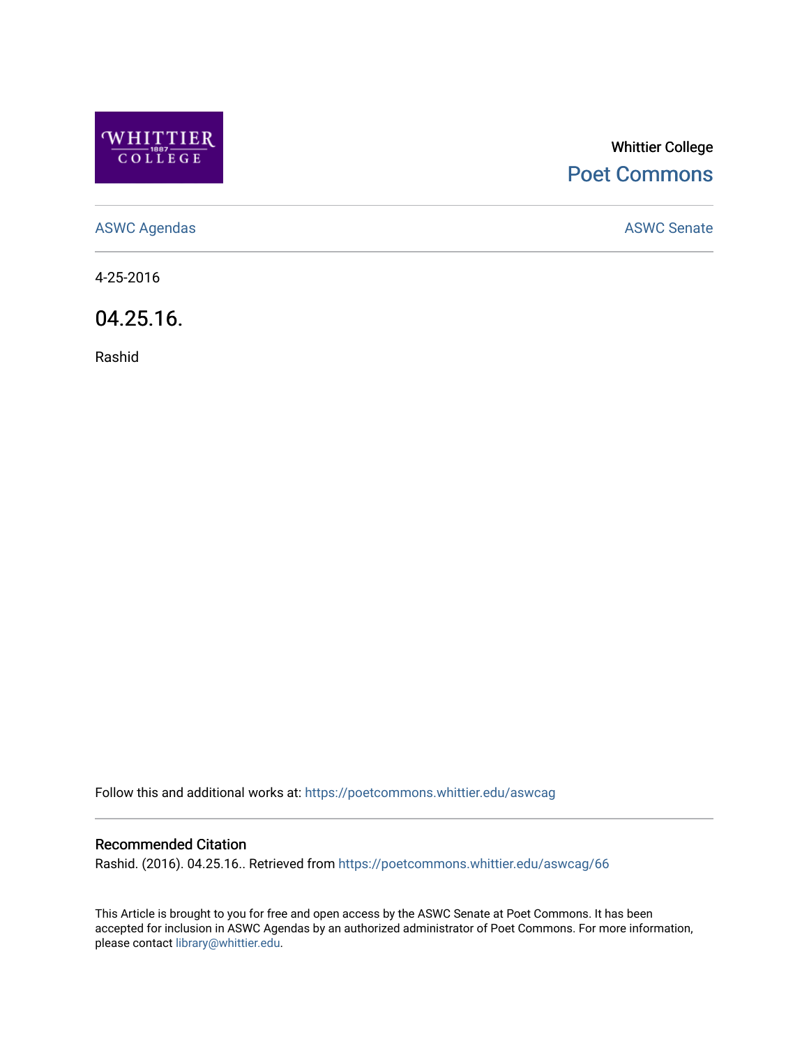Whittier College

Poet Commons

ASWC Agendas

ASWC Senate

4-25-2016

# 04.25.16.

Rashid

Follow this and additional works at: https://poetcommons.whittier.edu/aswcag

## Recommended Citation

Rashid. (2016). 04.25.16.. Retrieved from https://poetcommons.whittier.edu/aswcag/66

This Article is brought to you for free and open access by the ASWC Senate at Poet Commons. It has been accepted for inclusion in ASWC Agendas by an authorized administrator of Poet Commons. For more information, please contact library@whittier.edu.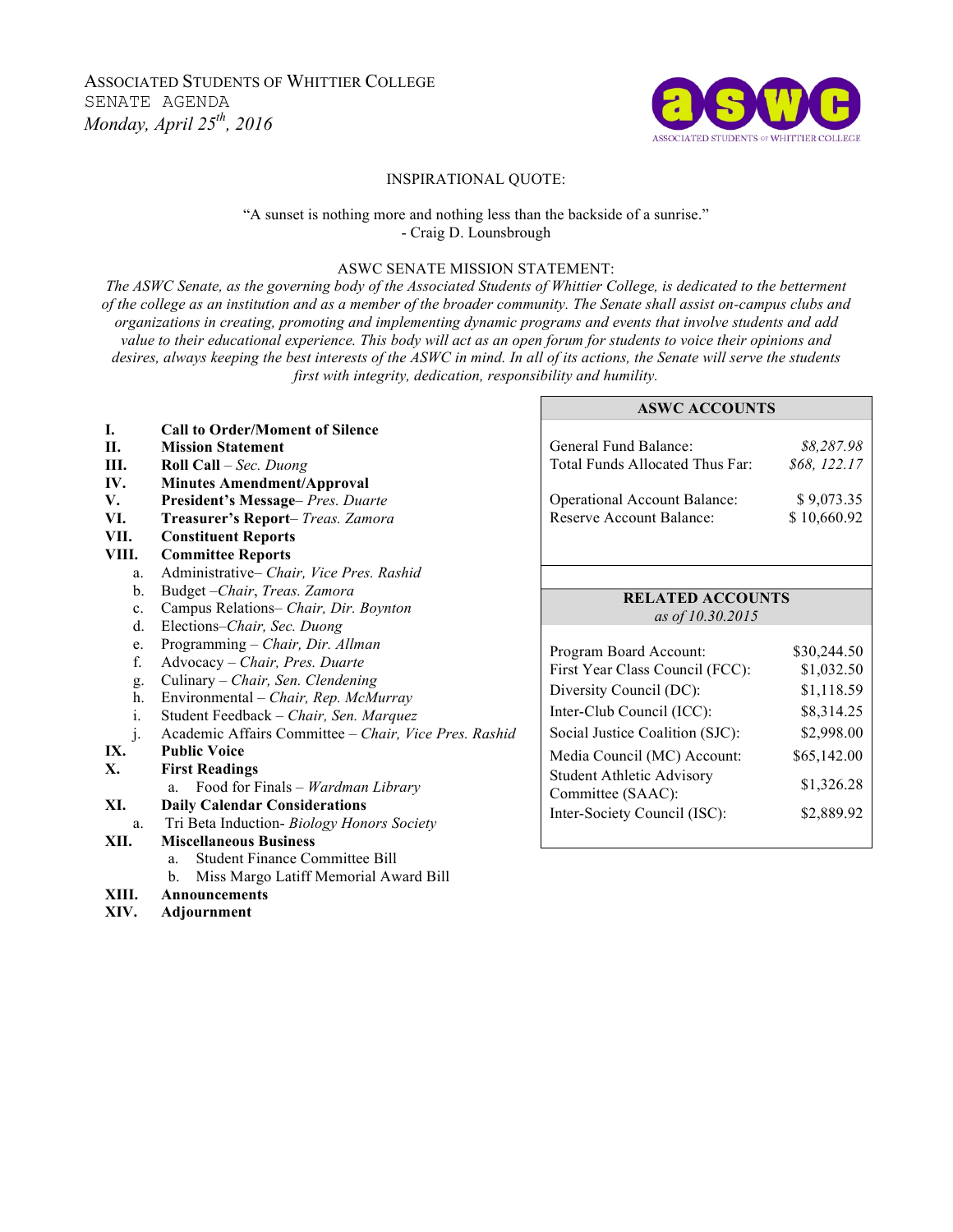ASSOCIATED STUDENTS OF WHITTIER COLLEGE
SENATE AGENDA
*Monday, April 25th, 2016*

INSPIRATIONAL QUOTE:

"A sunset is nothing more and nothing less than the backside of a sunrise."
- Craig D. Lounsbrough

ASWC SENATE MISSION STATEMENT:

*The ASWC Senate, as the governing body of the Associated Students of Whittier College, is dedicated to the betterment of the college as an institution and as a member of the broader community. The Senate shall assist on-campus clubs and organizations in creating, promoting and implementing dynamic programs and events that involve students and add value to their educational experience. This body will act as an open forum for students to voice their opinions and desires, always keeping the best interests of the ASWC in mind. In all of its actions, the Senate will serve the students first with integrity, dedication, responsibility and humility.*

**I. Call to Order/Moment of Silence**

**II. Mission Statement**

**III. Roll Call** – *Sec. Duong*

**IV. Minutes Amendment/Approval**

**V. President's Message**– *Pres. Duarte*

**VI. Treasurer's Report**– *Treas. Zamora*

**VII. Constituent Reports**

**VIII. Committee Reports**

a. Administrative– *Chair, Vice Pres. Rashid*
b. Budget –*Chair*, *Treas. Zamora*
c. Campus Relations– *Chair, Dir. Boynton*
d. Elections–*Chair, Sec. Duong*
e. Programming – *Chair, Dir. Allman*
f. Advocacy – *Chair, Pres. Duarte*
g. Culinary – *Chair, Sen. Clendening*
h. Environmental – *Chair, Rep. McMurray*
i. Student Feedback – *Chair, Sen. Marquez*
j. Academic Affairs Committee – *Chair, Vice Pres. Rashid*

**IX. Public Voice**

**X. First Readings**

a. Food for Finals – *Wardman Library*

**XI. Daily Calendar Considerations**

a. Tri Beta Induction- *Biology Honors Society*

**XII. Miscellaneous Business**

a. Student Finance Committee Bill
b. Miss Margo Latiff Memorial Award Bill

**XIII. Announcements**

**XIV. Adjournment**

| ASWC ACCOUNTS | |
|---|---|
| General Fund Balance: | *$8,287.98* |
| Total Funds Allocated Thus Far: | *$68, 122.17* |
| Operational Account Balance: | $ 9,073.35 |
| Reserve Account Balance: | $ 10,660.92 |

| RELATED ACCOUNTS *as of 10.30.2015* | |
|---|---|
| Program Board Account: | $30,244.50 |
| First Year Class Council (FCC): | $1,032.50 |
| Diversity Council (DC): | $1,118.59 |
| Inter-Club Council (ICC): | $8,314.25 |
| Social Justice Coalition (SJC): | $2,998.00 |
| Media Council (MC) Account: | $65,142.00 |
| Student Athletic Advisory Committee (SAAC): | $1,326.28 |
| Inter-Society Council (ISC): | $2,889.92 |